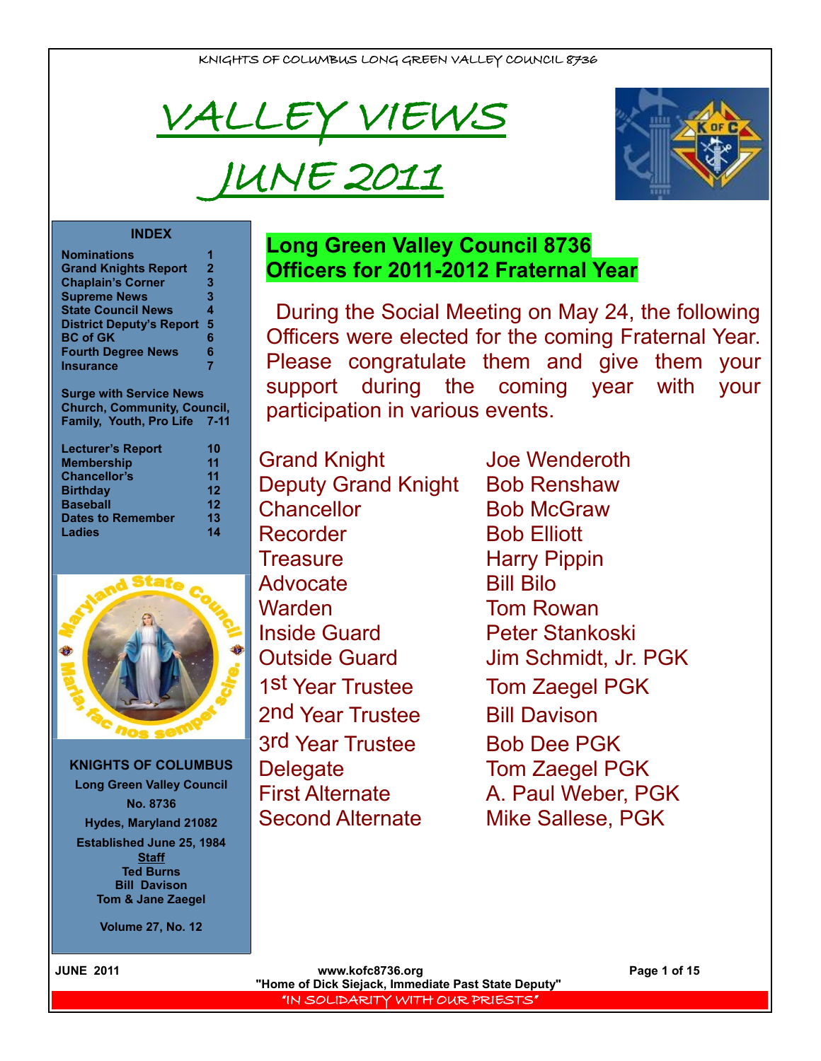KNIGHTS OF COLUMBUS LONG GREEN VALLEY COUNCIL 8736

# VALLEY VIEWS
# JUNE 2011

**INDEX**

| | |
|---|---|
| Nominations | 1 |
| Grand Knights Report | 2 |
| Chaplain's Corner | 3 |
| Supreme News | 3 |
| State Council News | 4 |
| District Deputy's Report | 5 |
| BC of GK | 6 |
| Fourth Degree News | 6 |
| Insurance | 7 |
| Surge with Service News Church, Community, Council, Family, Youth, Pro Life | 7-11 |
| Lecturer's Report | 10 |
| Membership | 11 |
| Chancellor's | 11 |
| Birthday | 12 |
| Baseball | 12 |
| Dates to Remember | 13 |
| Ladies | 14 |

**KNIGHTS OF COLUMBUS**
**Long Green Valley Council**
**No. 8736**
**Hydes, Maryland 21082**
**Established June 25, 1984**

**Staff**
**Ted Burns**
**Bill Davison**
**Tom & Jane Zaegel**

**Volume 27, No. 12**

## Long Green Valley Council 8736 Officers for 2011-2012 Fraternal Year

During the Social Meeting on May 24, the following Officers were elected for the coming Fraternal Year. Please congratulate them and give them your support during the coming year with your participation in various events.

| | |
|---|---|
| Grand Knight | Joe Wenderoth |
| Deputy Grand Knight | Bob Renshaw |
| Chancellor | Bob McGraw |
| Recorder | Bob Elliott |
| Treasure | Harry Pippin |
| Advocate | Bill Bilo |
| Warden | Tom Rowan |
| Inside Guard | Peter Stankoski |
| Outside Guard | Jim Schmidt, Jr. PGK |
| 1st Year Trustee | Tom Zaegel PGK |
| 2nd Year Trustee | Bill Davison |
| 3rd Year Trustee | Bob Dee PGK |
| Delegate | Tom Zaegel PGK |
| First Alternate | A. Paul Weber, PGK |
| Second Alternate | Mike Sallese, PGK |

www.kofc8736.org
"Home of Dick Siejack, Immediate Past State Deputy"
"IN SOLIDARITY WITH OUR PRIESTS"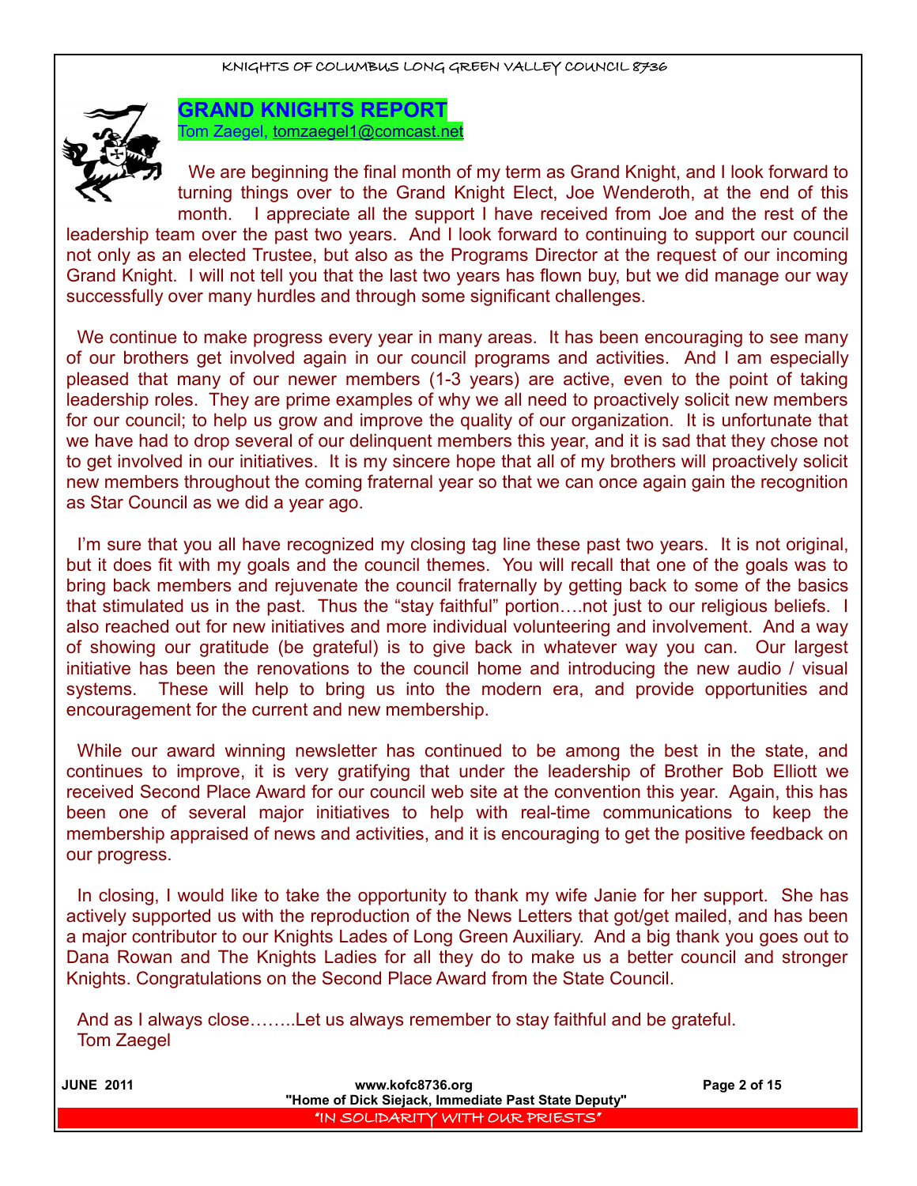## GRAND KNIGHTS REPORT

Tom Zaegel, tomzaegel1@comcast.net

We are beginning the final month of my term as Grand Knight, and I look forward to turning things over to the Grand Knight Elect, Joe Wenderoth, at the end of this month. I appreciate all the support I have received from Joe and the rest of the leadership team over the past two years. And I look forward to continuing to support our council not only as an elected Trustee, but also as the Programs Director at the request of our incoming Grand Knight. I will not tell you that the last two years has flown buy, but we did manage our way successfully over many hurdles and through some significant challenges.

We continue to make progress every year in many areas. It has been encouraging to see many of our brothers get involved again in our council programs and activities. And I am especially pleased that many of our newer members (1-3 years) are active, even to the point of taking leadership roles. They are prime examples of why we all need to proactively solicit new members for our council; to help us grow and improve the quality of our organization. It is unfortunate that we have had to drop several of our delinquent members this year, and it is sad that they chose not to get involved in our initiatives. It is my sincere hope that all of my brothers will proactively solicit new members throughout the coming fraternal year so that we can once again gain the recognition as Star Council as we did a year ago.

I'm sure that you all have recognized my closing tag line these past two years. It is not original, but it does fit with my goals and the council themes. You will recall that one of the goals was to bring back members and rejuvenate the council fraternally by getting back to some of the basics that stimulated us in the past. Thus the "stay faithful" portion….not just to our religious beliefs. I also reached out for new initiatives and more individual volunteering and involvement. And a way of showing our gratitude (be grateful) is to give back in whatever way you can. Our largest initiative has been the renovations to the council home and introducing the new audio / visual systems. These will help to bring us into the modern era, and provide opportunities and encouragement for the current and new membership.

While our award winning newsletter has continued to be among the best in the state, and continues to improve, it is very gratifying that under the leadership of Brother Bob Elliott we received Second Place Award for our council web site at the convention this year. Again, this has been one of several major initiatives to help with real-time communications to keep the membership appraised of news and activities, and it is encouraging to get the positive feedback on our progress.

In closing, I would like to take the opportunity to thank my wife Janie for her support. She has actively supported us with the reproduction of the News Letters that got/get mailed, and has been a major contributor to our Knights Lades of Long Green Auxiliary. And a big thank you goes out to Dana Rowan and The Knights Ladies for all they do to make us a better council and stronger Knights. Congratulations on the Second Place Award from the State Council.

And as I always close……..Let us always remember to stay faithful and be grateful.
Tom Zaegel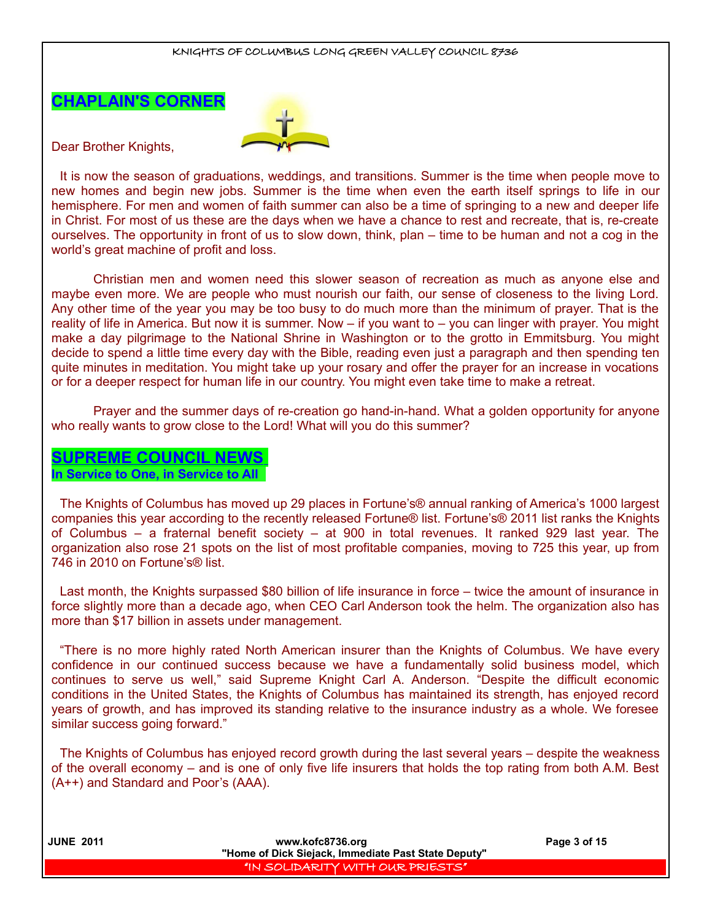## CHAPLAIN'S CORNER

Dear Brother Knights,

It is now the season of graduations, weddings, and transitions. Summer is the time when people move to new homes and begin new jobs. Summer is the time when even the earth itself springs to life in our hemisphere. For men and women of faith summer can also be a time of springing to a new and deeper life in Christ. For most of us these are the days when we have a chance to rest and recreate, that is, re-create ourselves. The opportunity in front of us to slow down, think, plan – time to be human and not a cog in the world's great machine of profit and loss.

Christian men and women need this slower season of recreation as much as anyone else and maybe even more. We are people who must nourish our faith, our sense of closeness to the living Lord. Any other time of the year you may be too busy to do much more than the minimum of prayer. That is the reality of life in America. But now it is summer. Now – if you want to – you can linger with prayer. You might make a day pilgrimage to the National Shrine in Washington or to the grotto in Emmitsburg. You might decide to spend a little time every day with the Bible, reading even just a paragraph and then spending ten quite minutes in meditation. You might take up your rosary and offer the prayer for an increase in vocations or for a deeper respect for human life in our country. You might even take time to make a retreat.

Prayer and the summer days of re-creation go hand-in-hand. What a golden opportunity for anyone who really wants to grow close to the Lord! What will you do this summer?

## SUPREME COUNCIL NEWS

**In Service to One, in Service to All**

The Knights of Columbus has moved up 29 places in Fortune's® annual ranking of America's 1000 largest companies this year according to the recently released Fortune® list. Fortune's® 2011 list ranks the Knights of Columbus – a fraternal benefit society – at 900 in total revenues. It ranked 929 last year. The organization also rose 21 spots on the list of most profitable companies, moving to 725 this year, up from 746 in 2010 on Fortune's® list.

Last month, the Knights surpassed $80 billion of life insurance in force – twice the amount of insurance in force slightly more than a decade ago, when CEO Carl Anderson took the helm. The organization also has more than $17 billion in assets under management.

"There is no more highly rated North American insurer than the Knights of Columbus. We have every confidence in our continued success because we have a fundamentally solid business model, which continues to serve us well," said Supreme Knight Carl A. Anderson. "Despite the difficult economic conditions in the United States, the Knights of Columbus has maintained its strength, has enjoyed record years of growth, and has improved its standing relative to the insurance industry as a whole. We foresee similar success going forward."

The Knights of Columbus has enjoyed record growth during the last several years – despite the weakness of the overall economy – and is one of only five life insurers that holds the top rating from both A.M. Best (A++) and Standard and Poor's (AAA).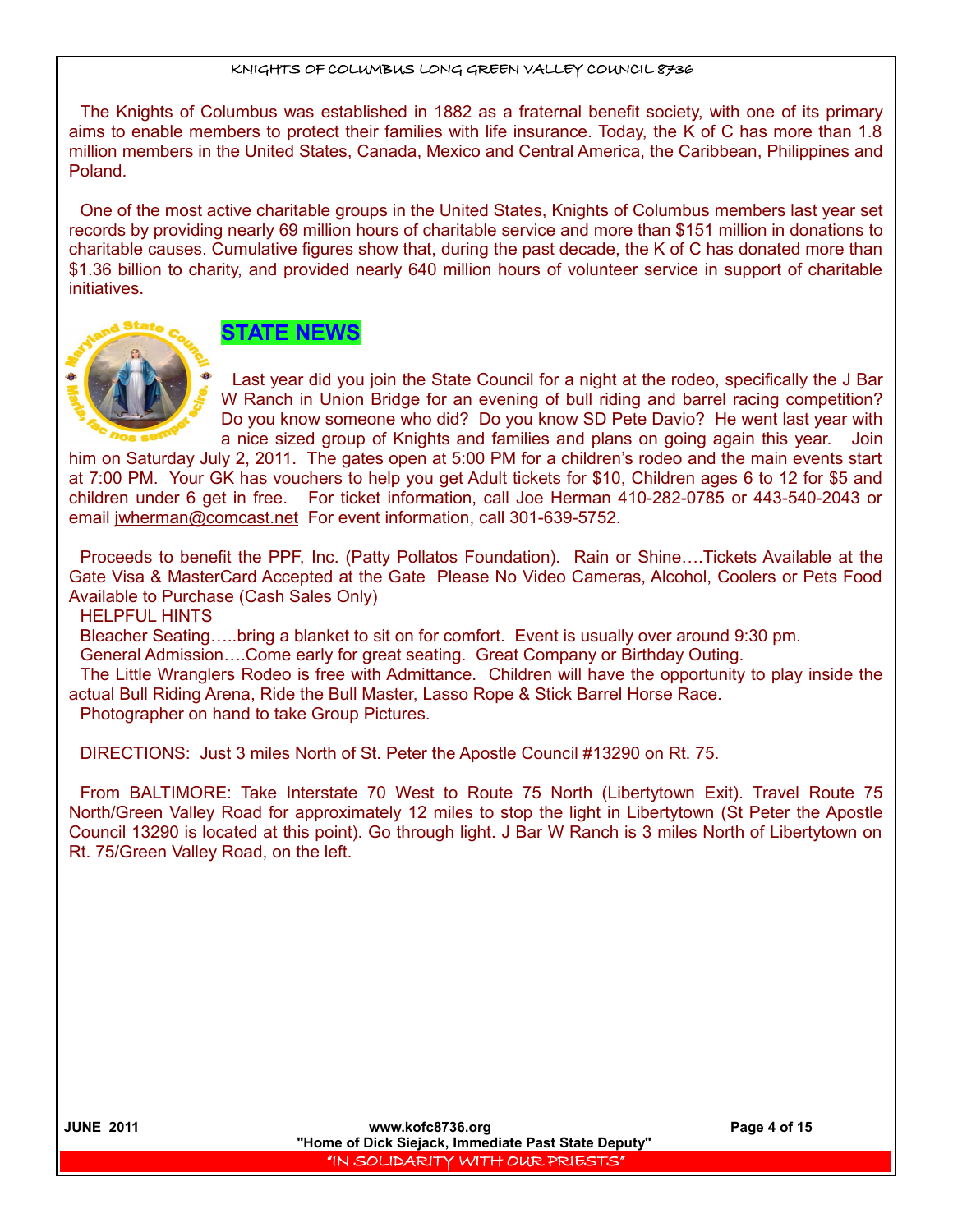The Knights of Columbus was established in 1882 as a fraternal benefit society, with one of its primary aims to enable members to protect their families with life insurance. Today, the K of C has more than 1.8 million members in the United States, Canada, Mexico and Central America, the Caribbean, Philippines and Poland.

One of the most active charitable groups in the United States, Knights of Columbus members last year set records by providing nearly 69 million hours of charitable service and more than $151 million in donations to charitable causes. Cumulative figures show that, during the past decade, the K of C has donated more than $1.36 billion to charity, and provided nearly 640 million hours of volunteer service in support of charitable initiatives.

## STATE NEWS

Last year did you join the State Council for a night at the rodeo, specifically the J Bar W Ranch in Union Bridge for an evening of bull riding and barrel racing competition? Do you know someone who did? Do you know SD Pete Davio? He went last year with a nice sized group of Knights and families and plans on going again this year. Join him on Saturday July 2, 2011. The gates open at 5:00 PM for a children's rodeo and the main events start at 7:00 PM. Your GK has vouchers to help you get Adult tickets for $10, Children ages 6 to 12 for $5 and children under 6 get in free. For ticket information, call Joe Herman 410-282-0785 or 443-540-2043 or email jwherman@comcast.net For event information, call 301-639-5752.

Proceeds to benefit the PPF, Inc. (Patty Pollatos Foundation). Rain or Shine….Tickets Available at the Gate Visa & MasterCard Accepted at the Gate Please No Video Cameras, Alcohol, Coolers or Pets Food Available to Purchase (Cash Sales Only)

HELPFUL HINTS

Bleacher Seating…..bring a blanket to sit on for comfort. Event is usually over around 9:30 pm.

General Admission….Come early for great seating. Great Company or Birthday Outing.

The Little Wranglers Rodeo is free with Admittance. Children will have the opportunity to play inside the actual Bull Riding Arena, Ride the Bull Master, Lasso Rope & Stick Barrel Horse Race.

Photographer on hand to take Group Pictures.

DIRECTIONS: Just 3 miles North of St. Peter the Apostle Council #13290 on Rt. 75.

From BALTIMORE: Take Interstate 70 West to Route 75 North (Libertytown Exit). Travel Route 75 North/Green Valley Road for approximately 12 miles to stop the light in Libertytown (St Peter the Apostle Council 13290 is located at this point). Go through light. J Bar W Ranch is 3 miles North of Libertytown on Rt. 75/Green Valley Road, on the left.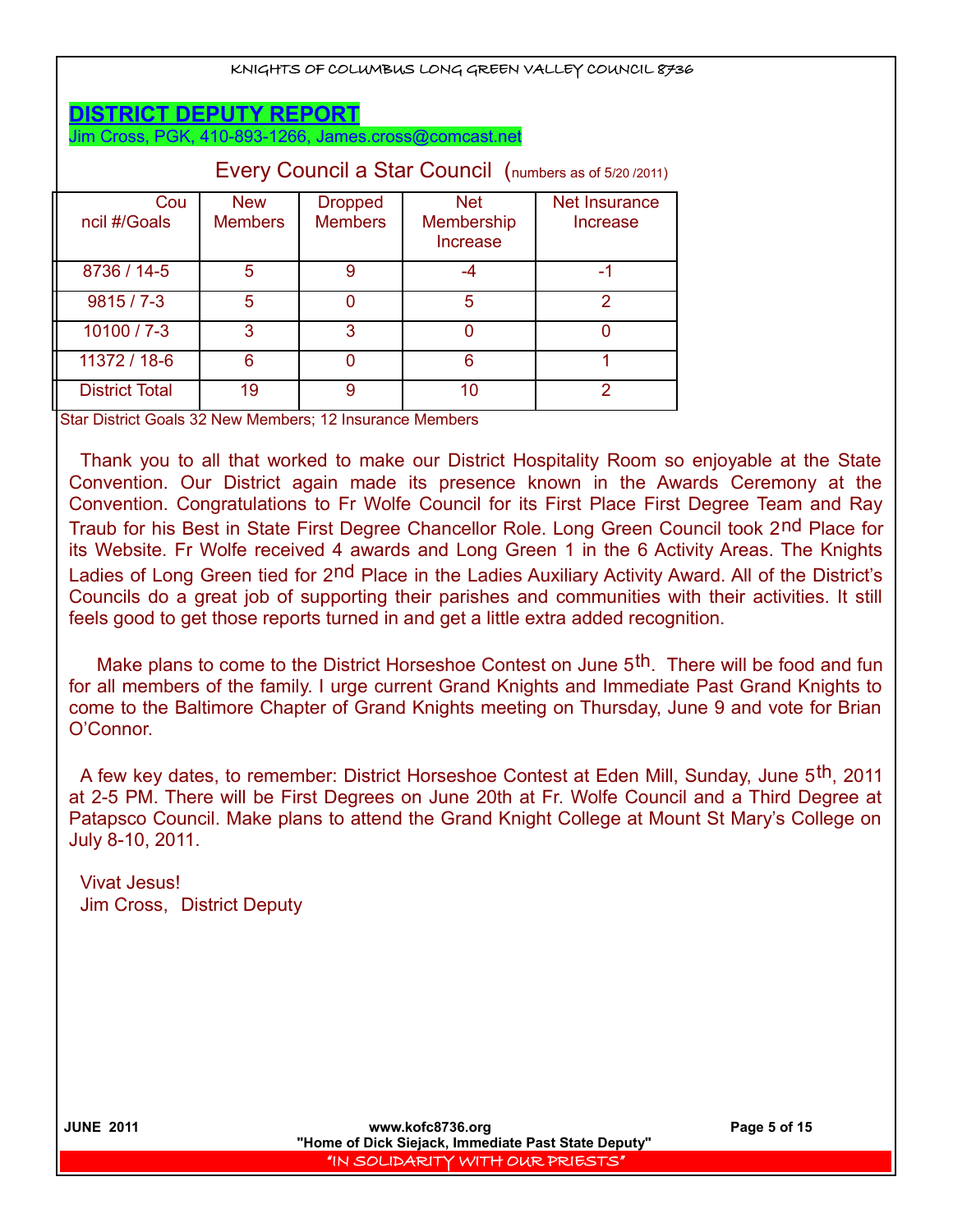## DISTRICT DEPUTY REPORT

Jim Cross, PGK, 410-893-1266, James.cross@comcast.net

### Every Council a Star Council (numbers as of 5/20 /2011)

| Council #/Goals | New Members | Dropped Members | Net Membership Increase | Net Insurance Increase |
|---|---|---|---|---|
| 8736 / 14-5 | 5 | 9 | -4 | -1 |
| 9815 / 7-3 | 5 | 0 | 5 | 2 |
| 10100 / 7-3 | 3 | 3 | 0 | 0 |
| 11372 / 18-6 | 6 | 0 | 6 | 1 |
| District Total | 19 | 9 | 10 | 2 |

Star District Goals 32 New Members; 12 Insurance Members

Thank you to all that worked to make our District Hospitality Room so enjoyable at the State Convention. Our District again made its presence known in the Awards Ceremony at the Convention. Congratulations to Fr Wolfe Council for its First Place First Degree Team and Ray Traub for his Best in State First Degree Chancellor Role. Long Green Council took 2nd Place for its Website. Fr Wolfe received 4 awards and Long Green 1 in the 6 Activity Areas. The Knights Ladies of Long Green tied for 2nd Place in the Ladies Auxiliary Activity Award. All of the District's Councils do a great job of supporting their parishes and communities with their activities. It still feels good to get those reports turned in and get a little extra added recognition.

Make plans to come to the District Horseshoe Contest on June 5th. There will be food and fun for all members of the family. I urge current Grand Knights and Immediate Past Grand Knights to come to the Baltimore Chapter of Grand Knights meeting on Thursday, June 9 and vote for Brian O'Connor.

A few key dates, to remember: District Horseshoe Contest at Eden Mill, Sunday, June 5th, 2011 at 2-5 PM. There will be First Degrees on June 20th at Fr. Wolfe Council and a Third Degree at Patapsco Council. Make plans to attend the Grand Knight College at Mount St Mary's College on July 8-10, 2011.

Vivat Jesus!
Jim Cross, District Deputy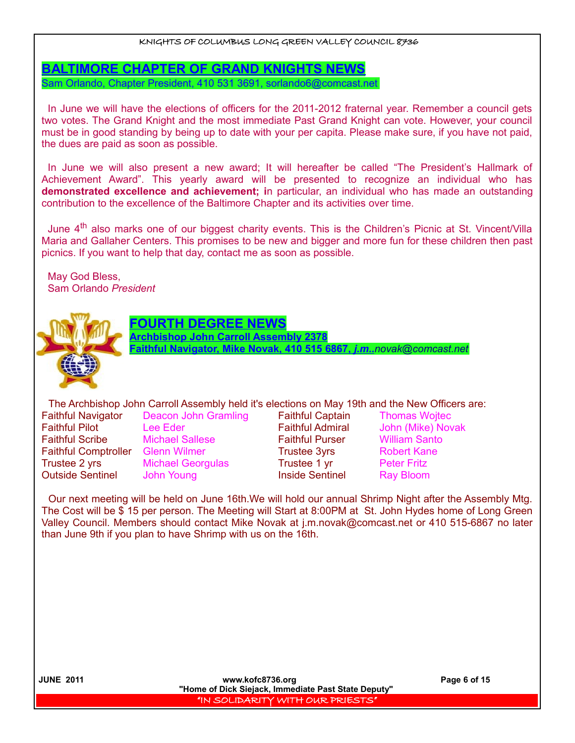## BALTIMORE CHAPTER OF GRAND KNIGHTS NEWS

Sam Orlando, Chapter President, 410 531 3691, sorlando6@comcast.net

In June we will have the elections of officers for the 2011-2012 fraternal year. Remember a council gets two votes. The Grand Knight and the most immediate Past Grand Knight can vote. However, your council must be in good standing by being up to date with your per capita. Please make sure, if you have not paid, the dues are paid as soon as possible.

In June we will also present a new award; It will hereafter be called "The President's Hallmark of Achievement Award". This yearly award will be presented to recognize an individual who has **demonstrated excellence and achievement; i**n particular, an individual who has made an outstanding contribution to the excellence of the Baltimore Chapter and its activities over time.

June 4th also marks one of our biggest charity events. This is the Children's Picnic at St. Vincent/Villa Maria and Gallaher Centers. This promises to be new and bigger and more fun for these children then past picnics. If you want to help that day, contact me as soon as possible.

May God Bless,
Sam Orlando *President*

## FOURTH DEGREE NEWS

**Archbishop John Carroll Assembly 2378**
**Faithful Navigator, Mike Novak, 410 515 6867, *j.m..*novak@comcast.net**

The Archbishop John Carroll Assembly held it's elections on May 19th and the New Officers are:

| | | | |
|---|---|---|---|
| Faithful Navigator | Deacon John Gramling | Faithful Captain | Thomas Wojtec |
| Faithful Pilot | Lee Eder | Faithful Admiral | John (Mike) Novak |
| Faithful Scribe | Michael Sallese | Faithful Purser | William Santo |
| Faithful Comptroller | Glenn Wilmer | Trustee 3yrs | Robert Kane |
| Trustee 2 yrs | Michael Georgulas | Trustee 1 yr | Peter Fritz |
| Outside Sentinel | John Young | Inside Sentinel | Ray Bloom |

Our next meeting will be held on June 16th.We will hold our annual Shrimp Night after the Assembly Mtg. The Cost will be $ 15 per person. The Meeting will Start at 8:00PM at St. John Hydes home of Long Green Valley Council. Members should contact Mike Novak at j.m.novak@comcast.net or 410 515-6867 no later than June 9th if you plan to have Shrimp with us on the 16th.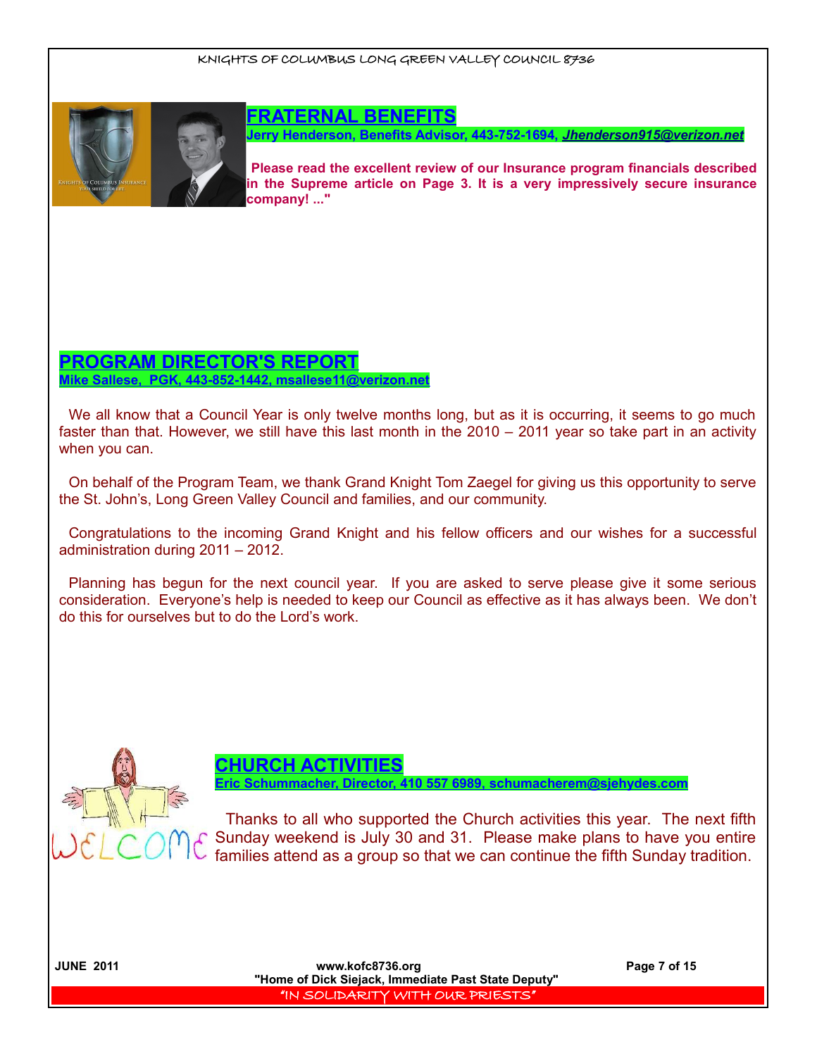## FRATERNAL BENEFITS

**Jerry Henderson, Benefits Advisor, 443-752-1694, *Jhenderson915@verizon.net***

**Please read the excellent review of our Insurance program financials described in the Supreme article on Page 3. It is a very impressively secure insurance company! ..."**

## PROGRAM DIRECTOR'S REPORT

**Mike Sallese, PGK, 443-852-1442, msallese11@verizon.net**

We all know that a Council Year is only twelve months long, but as it is occurring, it seems to go much faster than that. However, we still have this last month in the 2010 – 2011 year so take part in an activity when you can.

On behalf of the Program Team, we thank Grand Knight Tom Zaegel for giving us this opportunity to serve the St. John's, Long Green Valley Council and families, and our community.

Congratulations to the incoming Grand Knight and his fellow officers and our wishes for a successful administration during 2011 – 2012.

Planning has begun for the next council year. If you are asked to serve please give it some serious consideration. Everyone's help is needed to keep our Council as effective as it has always been. We don't do this for ourselves but to do the Lord's work.

## CHURCH ACTIVITIES

**Eric Schummacher, Director, 410 557 6989, schumacherem@sjehydes.com**

Thanks to all who supported the Church activities this year. The next fifth Sunday weekend is July 30 and 31. Please make plans to have you entire families attend as a group so that we can continue the fifth Sunday tradition.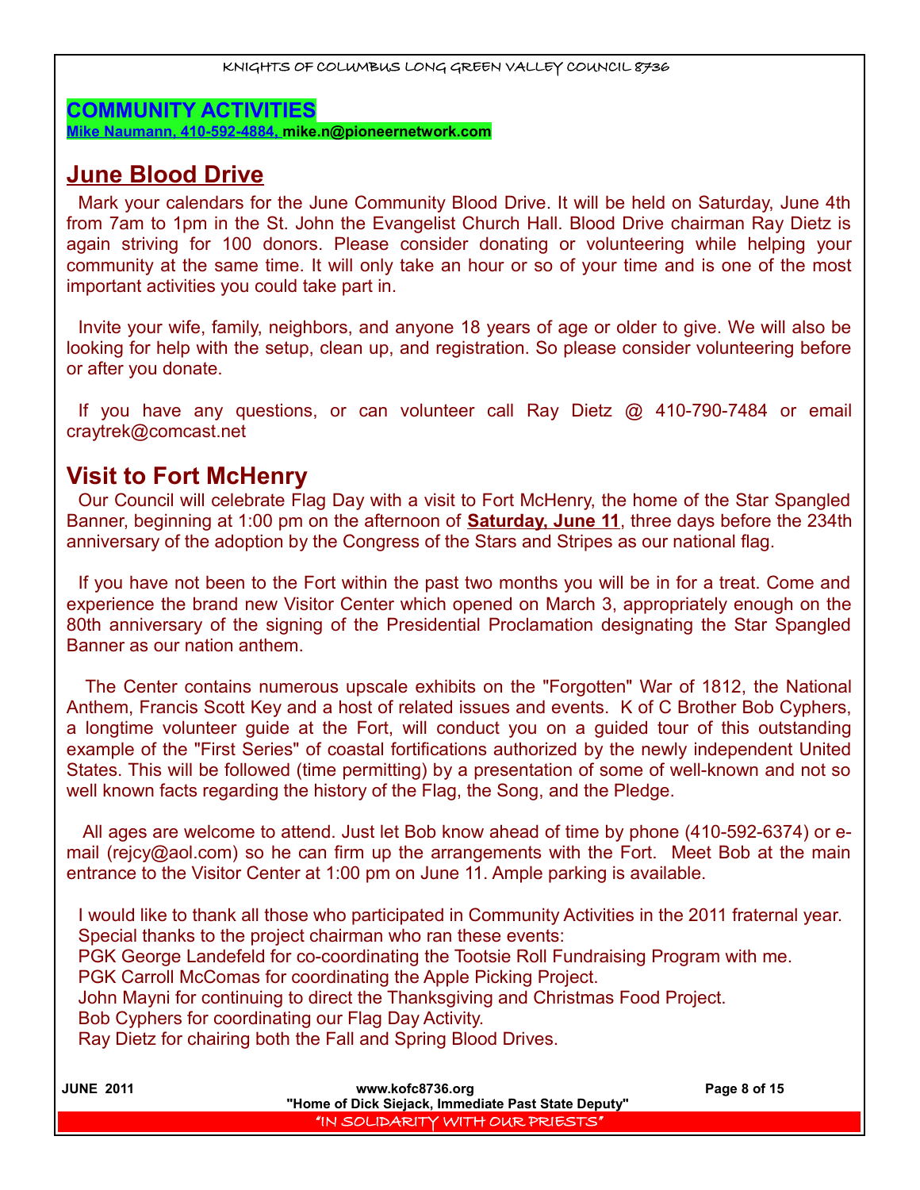## COMMUNITY ACTIVITIES

**Mike Naumann, 410-592-4884, mike.n@pioneernetwork.com**

## June Blood Drive

Mark your calendars for the June Community Blood Drive. It will be held on Saturday, June 4th from 7am to 1pm in the St. John the Evangelist Church Hall. Blood Drive chairman Ray Dietz is again striving for 100 donors. Please consider donating or volunteering while helping your community at the same time. It will only take an hour or so of your time and is one of the most important activities you could take part in.

Invite your wife, family, neighbors, and anyone 18 years of age or older to give. We will also be looking for help with the setup, clean up, and registration. So please consider volunteering before or after you donate.

If you have any questions, or can volunteer call Ray Dietz @ 410-790-7484 or email craytrek@comcast.net

## Visit to Fort McHenry

Our Council will celebrate Flag Day with a visit to Fort McHenry, the home of the Star Spangled Banner, beginning at 1:00 pm on the afternoon of **Saturday, June 11**, three days before the 234th anniversary of the adoption by the Congress of the Stars and Stripes as our national flag.

If you have not been to the Fort within the past two months you will be in for a treat. Come and experience the brand new Visitor Center which opened on March 3, appropriately enough on the 80th anniversary of the signing of the Presidential Proclamation designating the Star Spangled Banner as our nation anthem.

The Center contains numerous upscale exhibits on the "Forgotten" War of 1812, the National Anthem, Francis Scott Key and a host of related issues and events. K of C Brother Bob Cyphers, a longtime volunteer guide at the Fort, will conduct you on a guided tour of this outstanding example of the "First Series" of coastal fortifications authorized by the newly independent United States. This will be followed (time permitting) by a presentation of some of well-known and not so well known facts regarding the history of the Flag, the Song, and the Pledge.

All ages are welcome to attend. Just let Bob know ahead of time by phone (410-592-6374) or e-mail (rejcy@aol.com) so he can firm up the arrangements with the Fort. Meet Bob at the main entrance to the Visitor Center at 1:00 pm on June 11. Ample parking is available.

I would like to thank all those who participated in Community Activities in the 2011 fraternal year. Special thanks to the project chairman who ran these events:
PGK George Landefeld for co-coordinating the Tootsie Roll Fundraising Program with me.
PGK Carroll McComas for coordinating the Apple Picking Project.
John Mayni for continuing to direct the Thanksgiving and Christmas Food Project.
Bob Cyphers for coordinating our Flag Day Activity.
Ray Dietz for chairing both the Fall and Spring Blood Drives.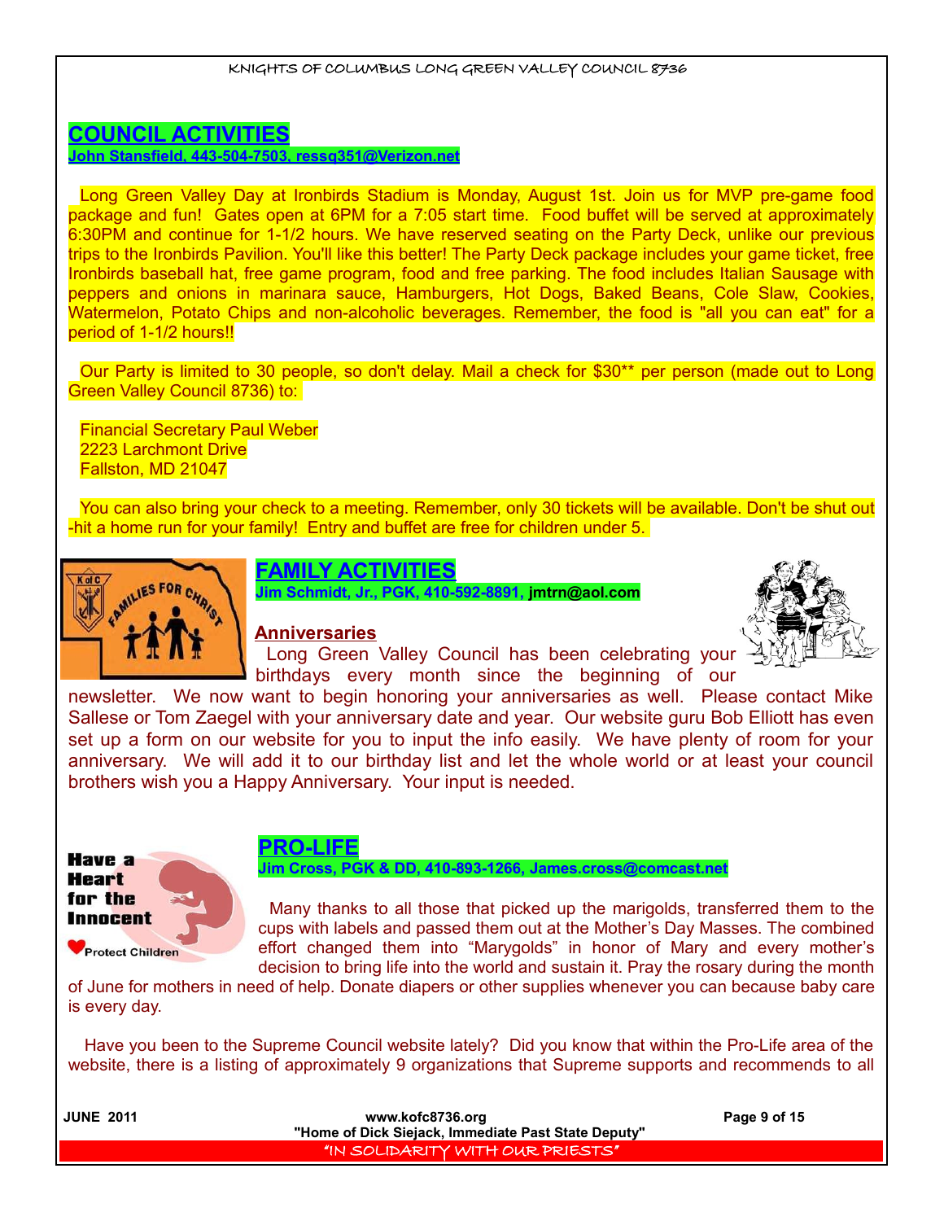## COUNCIL ACTIVITIES

**John Stansfield, 443-504-7503, ressq351@Verizon.net**

Long Green Valley Day at Ironbirds Stadium is Monday, August 1st. Join us for MVP pre-game food package and fun! Gates open at 6PM for a 7:05 start time. Food buffet will be served at approximately 6:30PM and continue for 1-1/2 hours. We have reserved seating on the Party Deck, unlike our previous trips to the Ironbirds Pavilion. You'll like this better! The Party Deck package includes your game ticket, free Ironbirds baseball hat, free game program, food and free parking. The food includes Italian Sausage with peppers and onions in marinara sauce, Hamburgers, Hot Dogs, Baked Beans, Cole Slaw, Cookies, Watermelon, Potato Chips and non-alcoholic beverages. Remember, the food is "all you can eat" for a period of 1-1/2 hours!!

Our Party is limited to 30 people, so don't delay. Mail a check for $30** per person (made out to Long Green Valley Council 8736) to:

Financial Secretary Paul Weber
2223 Larchmont Drive
Fallston, MD 21047

You can also bring your check to a meeting. Remember, only 30 tickets will be available. Don't be shut out -hit a home run for your family! Entry and buffet are free for children under 5.

## FAMILY ACTIVITIES

**Jim Schmidt, Jr., PGK, 410-592-8891, jmtrn@aol.com**

### Anniversaries

Long Green Valley Council has been celebrating your birthdays every month since the beginning of our newsletter. We now want to begin honoring your anniversaries as well. Please contact Mike Sallese or Tom Zaegel with your anniversary date and year. Our website guru Bob Elliott has even set up a form on our website for you to input the info easily. We have plenty of room for your anniversary. We will add it to our birthday list and let the whole world or at least your council brothers wish you a Happy Anniversary. Your input is needed.

## PRO-LIFE

**Jim Cross, PGK & DD, 410-893-1266, James.cross@comcast.net**

Many thanks to all those that picked up the marigolds, transferred them to the cups with labels and passed them out at the Mother's Day Masses. The combined effort changed them into "Marygolds" in honor of Mary and every mother's decision to bring life into the world and sustain it. Pray the rosary during the month of June for mothers in need of help. Donate diapers or other supplies whenever you can because baby care is every day.

Have you been to the Supreme Council website lately? Did you know that within the Pro-Life area of the website, there is a listing of approximately 9 organizations that Supreme supports and recommends to all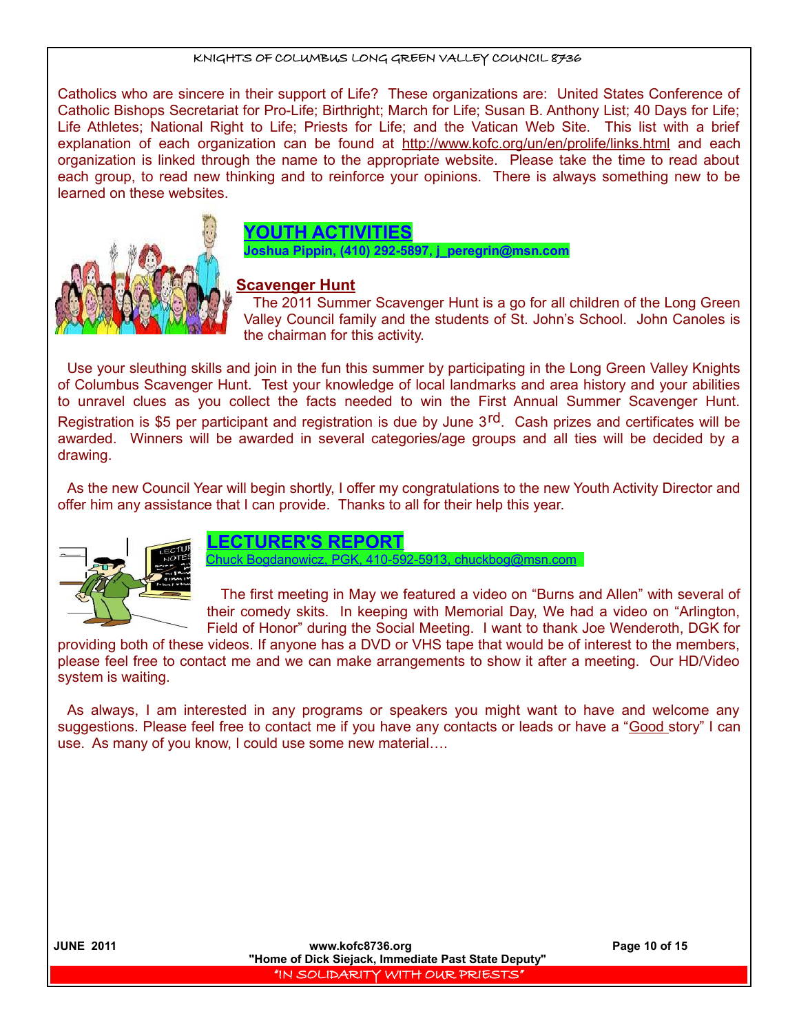Catholics who are sincere in their support of Life? These organizations are: United States Conference of Catholic Bishops Secretariat for Pro-Life; Birthright; March for Life; Susan B. Anthony List; 40 Days for Life; Life Athletes; National Right to Life; Priests for Life; and the Vatican Web Site. This list with a brief explanation of each organization can be found at http://www.kofc.org/un/en/prolife/links.html and each organization is linked through the name to the appropriate website. Please take the time to read about each group, to read new thinking and to reinforce your opinions. There is always something new to be learned on these websites.

## YOUTH ACTIVITIES

**Joshua Pippin, (410) 292-5897, j_peregrin@msn.com**

### Scavenger Hunt

The 2011 Summer Scavenger Hunt is a go for all children of the Long Green Valley Council family and the students of St. John's School. John Canoles is the chairman for this activity.

Use your sleuthing skills and join in the fun this summer by participating in the Long Green Valley Knights of Columbus Scavenger Hunt. Test your knowledge of local landmarks and area history and your abilities to unravel clues as you collect the facts needed to win the First Annual Summer Scavenger Hunt. Registration is $5 per participant and registration is due by June 3rd. Cash prizes and certificates will be awarded. Winners will be awarded in several categories/age groups and all ties will be decided by a drawing.

As the new Council Year will begin shortly, I offer my congratulations to the new Youth Activity Director and offer him any assistance that I can provide. Thanks to all for their help this year.

## LECTURER'S REPORT

Chuck Bogdanowicz, PGK, 410-592-5913, chuckbog@msn.com

The first meeting in May we featured a video on "Burns and Allen" with several of their comedy skits. In keeping with Memorial Day, We had a video on "Arlington, Field of Honor" during the Social Meeting. I want to thank Joe Wenderoth, DGK for providing both of these videos. If anyone has a DVD or VHS tape that would be of interest to the members, please feel free to contact me and we can make arrangements to show it after a meeting. Our HD/Video system is waiting.

As always, I am interested in any programs or speakers you might want to have and welcome any suggestions. Please feel free to contact me if you have any contacts or leads or have a "Good story" I can use. As many of you know, I could use some new material….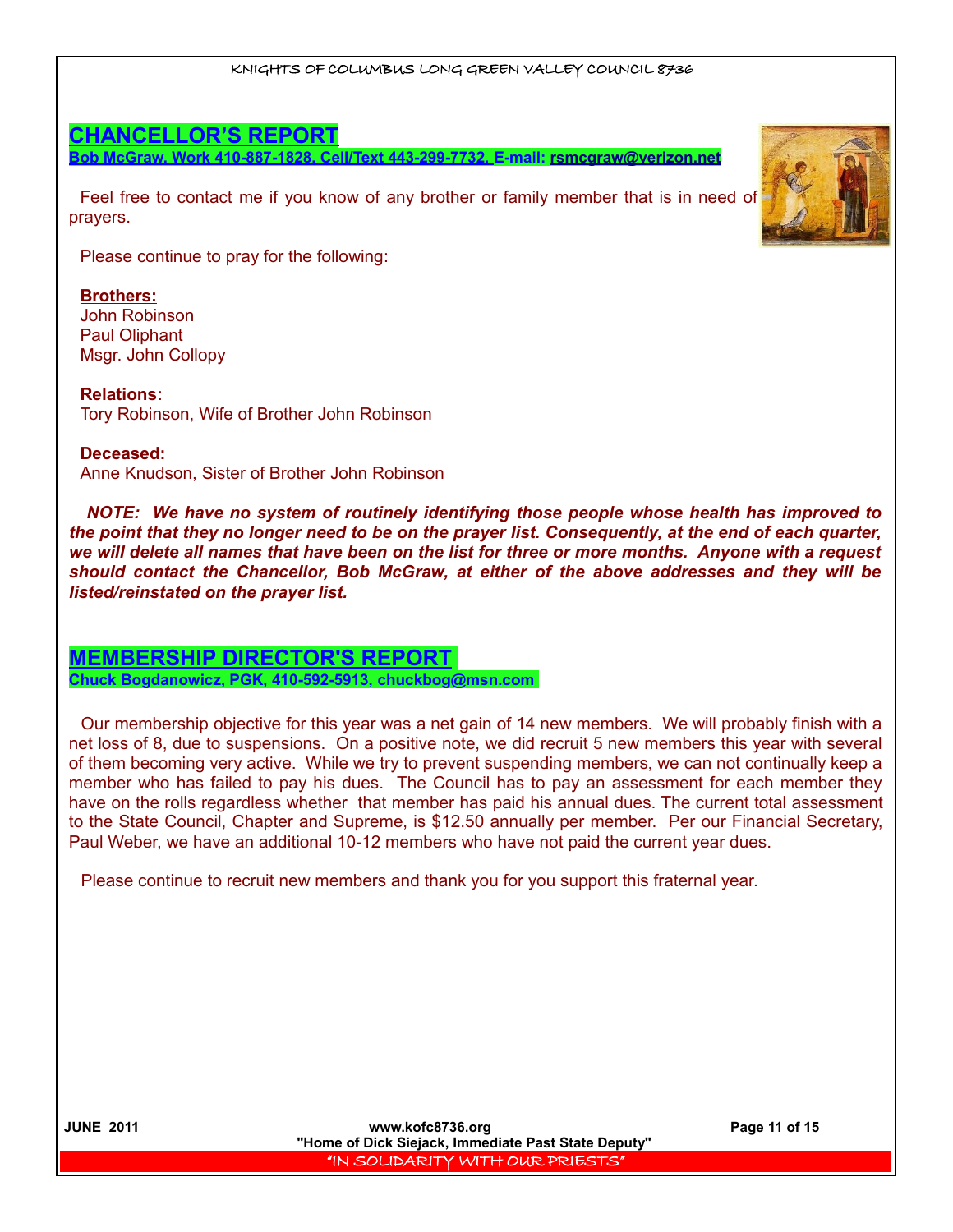## CHANCELLOR'S REPORT

**Bob McGraw, Work 410-887-1828, Cell/Text 443-299-7732, E-mail: rsmcgraw@verizon.net**

Feel free to contact me if you know of any brother or family member that is in need of prayers.

Please continue to pray for the following:

**Brothers:**
John Robinson
Paul Oliphant
Msgr. John Collopy

**Relations:**
Tory Robinson, Wife of Brother John Robinson

**Deceased:**
Anne Knudson, Sister of Brother John Robinson

***NOTE: We have no system of routinely identifying those people whose health has improved to the point that they no longer need to be on the prayer list. Consequently, at the end of each quarter, we will delete all names that have been on the list for three or more months. Anyone with a request should contact the Chancellor, Bob McGraw, at either of the above addresses and they will be listed/reinstated on the prayer list.***

## MEMBERSHIP DIRECTOR'S REPORT

**Chuck Bogdanowicz, PGK, 410-592-5913, chuckbog@msn.com**

Our membership objective for this year was a net gain of 14 new members. We will probably finish with a net loss of 8, due to suspensions. On a positive note, we did recruit 5 new members this year with several of them becoming very active. While we try to prevent suspending members, we can not continually keep a member who has failed to pay his dues. The Council has to pay an assessment for each member they have on the rolls regardless whether that member has paid his annual dues. The current total assessment to the State Council, Chapter and Supreme, is $12.50 annually per member. Per our Financial Secretary, Paul Weber, we have an additional 10-12 members who have not paid the current year dues.

Please continue to recruit new members and thank you for you support this fraternal year.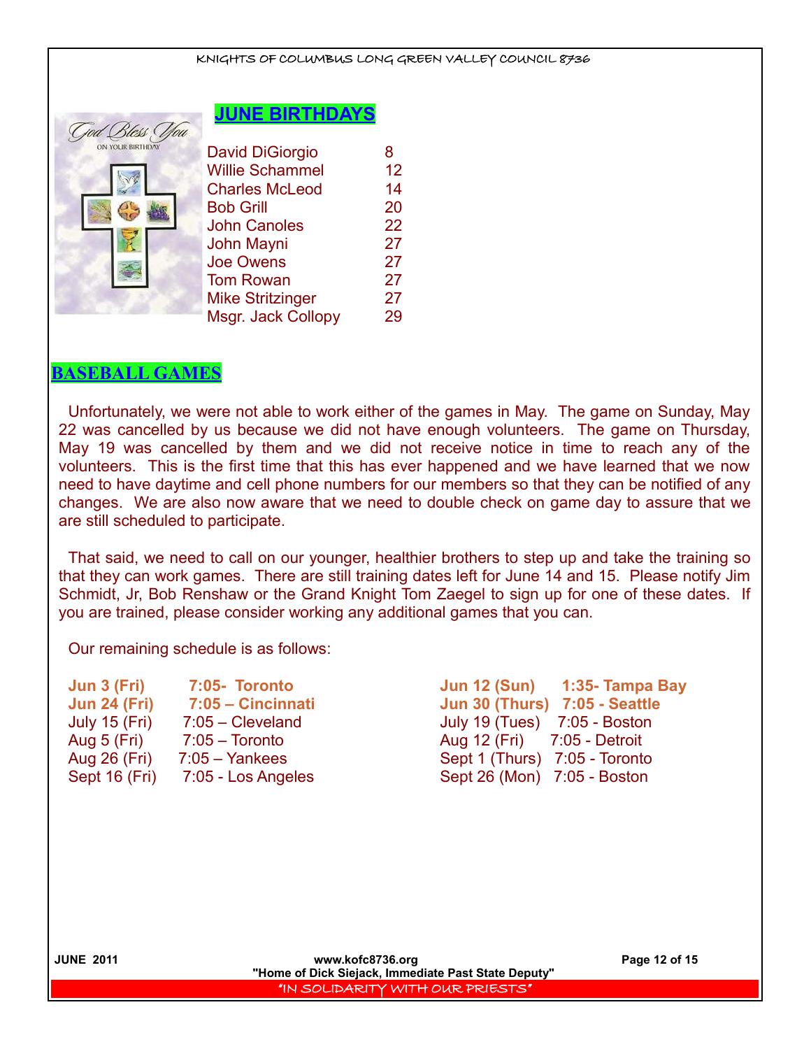## JUNE BIRTHDAYS

| | |
|---|---|
| David DiGiorgio | 8 |
| Willie Schammel | 12 |
| Charles McLeod | 14 |
| Bob Grill | 20 |
| John Canoles | 22 |
| John Mayni | 27 |
| Joe Owens | 27 |
| Tom Rowan | 27 |
| Mike Stritzinger | 27 |
| Msgr. Jack Collopy | 29 |

## BASEBALL GAMES

Unfortunately, we were not able to work either of the games in May. The game on Sunday, May 22 was cancelled by us because we did not have enough volunteers. The game on Thursday, May 19 was cancelled by them and we did not receive notice in time to reach any of the volunteers. This is the first time that this has ever happened and we have learned that we now need to have daytime and cell phone numbers for our members so that they can be notified of any changes. We are also now aware that we need to double check on game day to assure that we are still scheduled to participate.

That said, we need to call on our younger, healthier brothers to step up and take the training so that they can work games. There are still training dates left for June 14 and 15. Please notify Jim Schmidt, Jr, Bob Renshaw or the Grand Knight Tom Zaegel to sign up for one of these dates. If you are trained, please consider working any additional games that you can.

Our remaining schedule is as follows:

| | | | |
|---|---|---|---|
| **Jun 3 (Fri)** | **7:05- Toronto** | **Jun 12 (Sun)** | **1:35- Tampa Bay** |
| **Jun 24 (Fri)** | **7:05 – Cincinnati** | **Jun 30 (Thurs)** | **7:05 - Seattle** |
| July 15 (Fri) | 7:05 – Cleveland | July 19 (Tues) | 7:05 - Boston |
| Aug 5 (Fri) | 7:05 – Toronto | Aug 12 (Fri) | 7:05 - Detroit |
| Aug 26 (Fri) | 7:05 – Yankees | Sept 1 (Thurs) | 7:05 - Toronto |
| Sept 16 (Fri) | 7:05 - Los Angeles | Sept 26 (Mon) | 7:05 - Boston |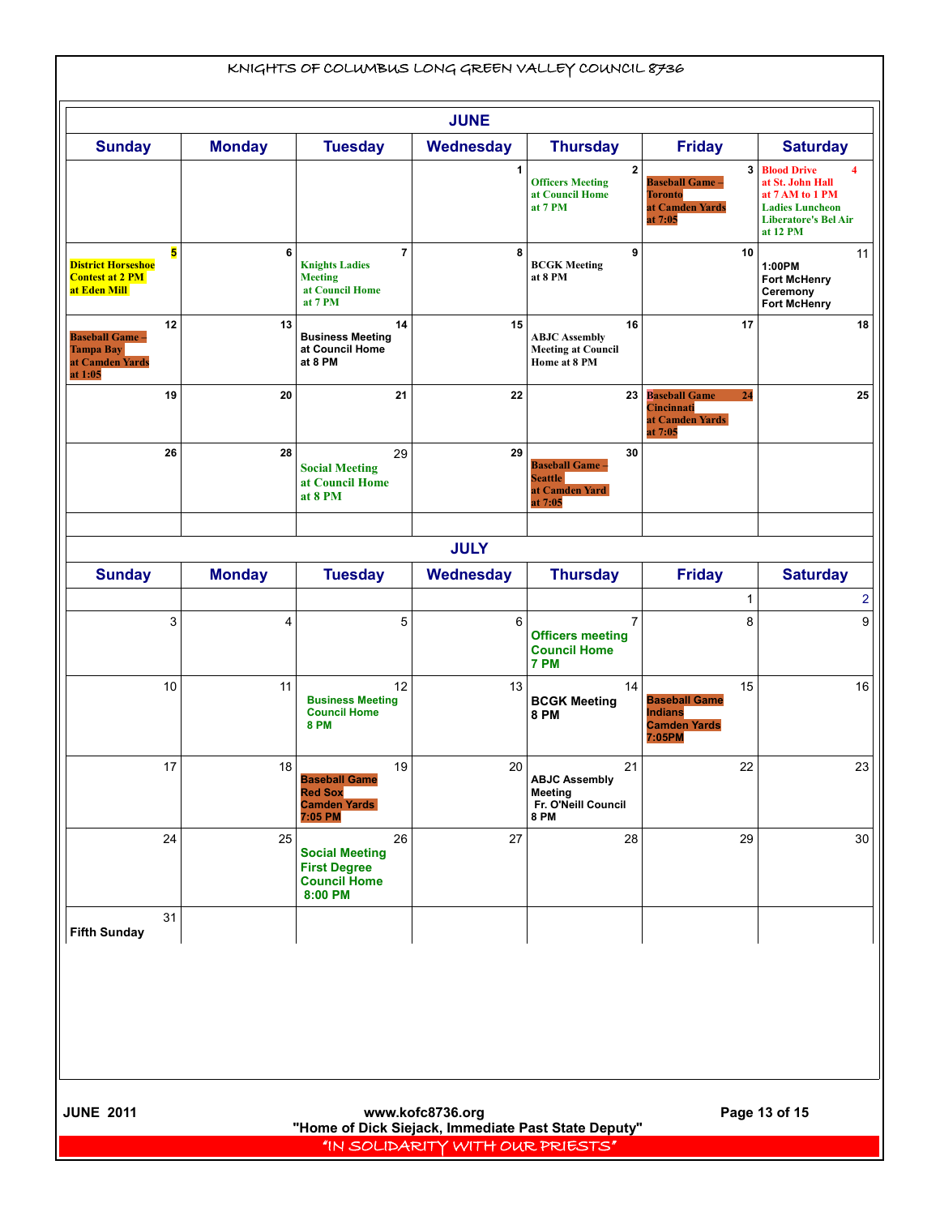KNIGHTS OF COLUMBUS LONG GREEN VALLEY COUNCIL 8736

## JUNE

| Sunday | Monday | Tuesday | Wednesday | Thursday | Friday | Saturday |
|---|---|---|---|---|---|---|
| | | | 1 | 2 Officers Meeting at Council Home at 7 PM | 3 Baseball Game – Toronto at Camden Yards at 7:05 | 4 Blood Drive at St. John Hall at 7 AM to 1 PM Ladies Luncheon Liberatore's Bel Air at 12 PM |
| 5 District Horseshoe Contest at 2 PM at Eden Mill | 6 | 7 Knights Ladies Meeting at Council Home at 7 PM | 8 | 9 BCGK Meeting at 8 PM | 10 | 11 1:00PM Fort McHenry Ceremony Fort McHenry |
| 12 Baseball Game – Tampa Bay at Camden Yards at 1:05 | 13 | 14 Business Meeting at Council Home at 8 PM | 15 | 16 ABJC Assembly Meeting at Council Home at 8 PM | 17 | 18 |
| 19 | 20 | 21 | 22 | 23 | 24 Baseball Game Cincinnati at Camden Yards at 7:05 | 25 |
| 26 | 28 | 29 Social Meeting at Council Home at 8 PM | 29 | 30 Baseball Game – Seattle at Camden Yard at 7:05 | | |

## JULY

| Sunday | Monday | Tuesday | Wednesday | Thursday | Friday | Saturday |
|---|---|---|---|---|---|---|
| | | | | | 1 | 2 |
| 3 | 4 | 5 | 6 | 7 Officers meeting Council Home 7 PM | 8 | 9 |
| 10 | 11 | 12 Business Meeting Council Home 8 PM | 13 | 14 BCGK Meeting 8 PM | 15 Baseball Game Indians Camden Yards 7:05PM | 16 |
| 17 | 18 | 19 Baseball Game Red Sox Camden Yards 7:05 PM | 20 | 21 ABJC Assembly Meeting Fr. O'Neill Council 8 PM | 22 | 23 |
| 24 | 25 | 26 Social Meeting First Degree Council Home 8:00 PM | 27 | 28 | 29 | 30 |
| 31 Fifth Sunday | | | | | | |

JUNE 2011

www.kofc8736.org
"Home of Dick Siejack, Immediate Past State Deputy"

"IN SOLIDARITY WITH OUR PRIESTS"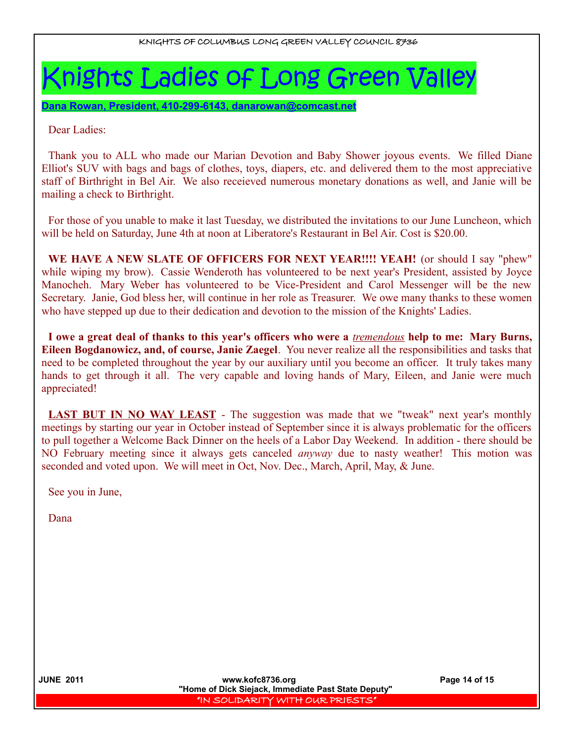# Knights Ladies of Long Green Valley

**Dana Rowan, President, 410-299-6143, danarowan@comcast.net**

Dear Ladies:

Thank you to ALL who made our Marian Devotion and Baby Shower joyous events. We filled Diane Elliot's SUV with bags and bags of clothes, toys, diapers, etc. and delivered them to the most appreciative staff of Birthright in Bel Air. We also receieved numerous monetary donations as well, and Janie will be mailing a check to Birthright.

For those of you unable to make it last Tuesday, we distributed the invitations to our June Luncheon, which will be held on Saturday, June 4th at noon at Liberatore's Restaurant in Bel Air. Cost is $20.00.

**WE HAVE A NEW SLATE OF OFFICERS FOR NEXT YEAR!!!! YEAH!** (or should I say "phew" while wiping my brow). Cassie Wenderoth has volunteered to be next year's President, assisted by Joyce Manocheh. Mary Weber has volunteered to be Vice-President and Carol Messenger will be the new Secretary. Janie, God bless her, will continue in her role as Treasurer. We owe many thanks to these women who have stepped up due to their dedication and devotion to the mission of the Knights' Ladies.

**I owe a great deal of thanks to this year's officers who were a *tremendous* help to me: Mary Burns, Eileen Bogdanowicz, and, of course, Janie Zaegel**. You never realize all the responsibilities and tasks that need to be completed throughout the year by our auxiliary until you become an officer. It truly takes many hands to get through it all. The very capable and loving hands of Mary, Eileen, and Janie were much appreciated!

**LAST BUT IN NO WAY LEAST** - The suggestion was made that we "tweak" next year's monthly meetings by starting our year in October instead of September since it is always problematic for the officers to pull together a Welcome Back Dinner on the heels of a Labor Day Weekend. In addition - there should be NO February meeting since it always gets canceled *anyway* due to nasty weather! This motion was seconded and voted upon. We will meet in Oct, Nov. Dec., March, April, May, & June.

See you in June,

Dana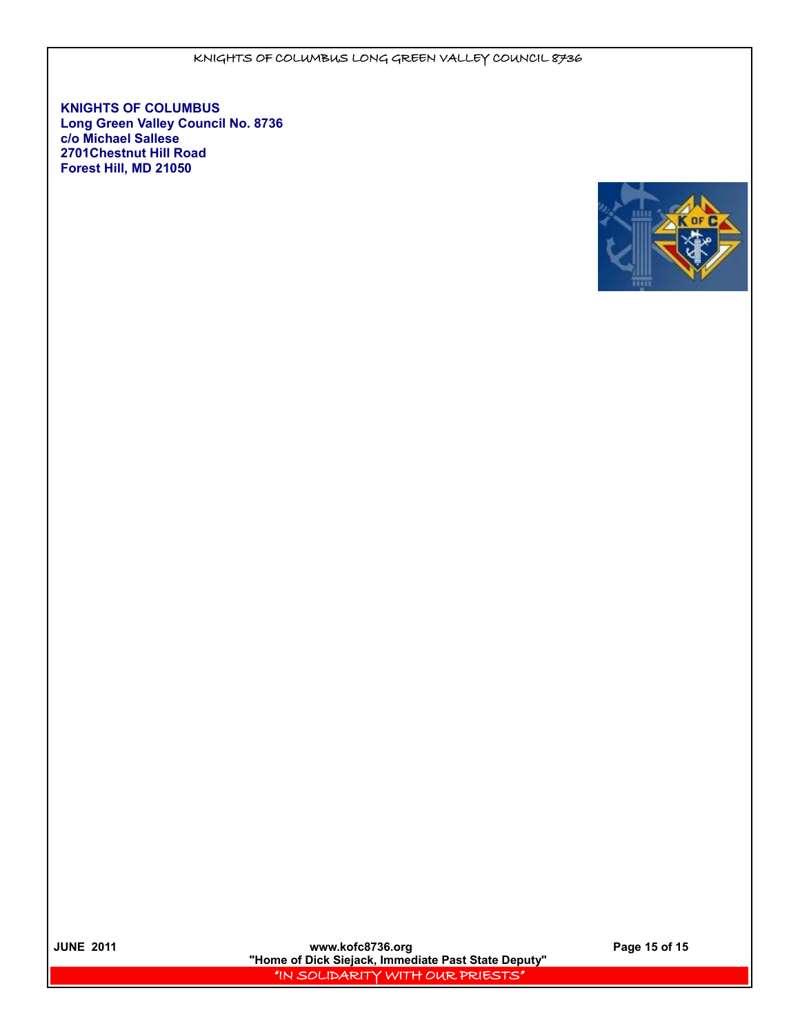**KNIGHTS OF COLUMBUS**
**Long Green Valley Council No. 8736**
**c/o Michael Sallese**
**2701Chestnut Hill Road**
**Forest Hill, MD 21050**